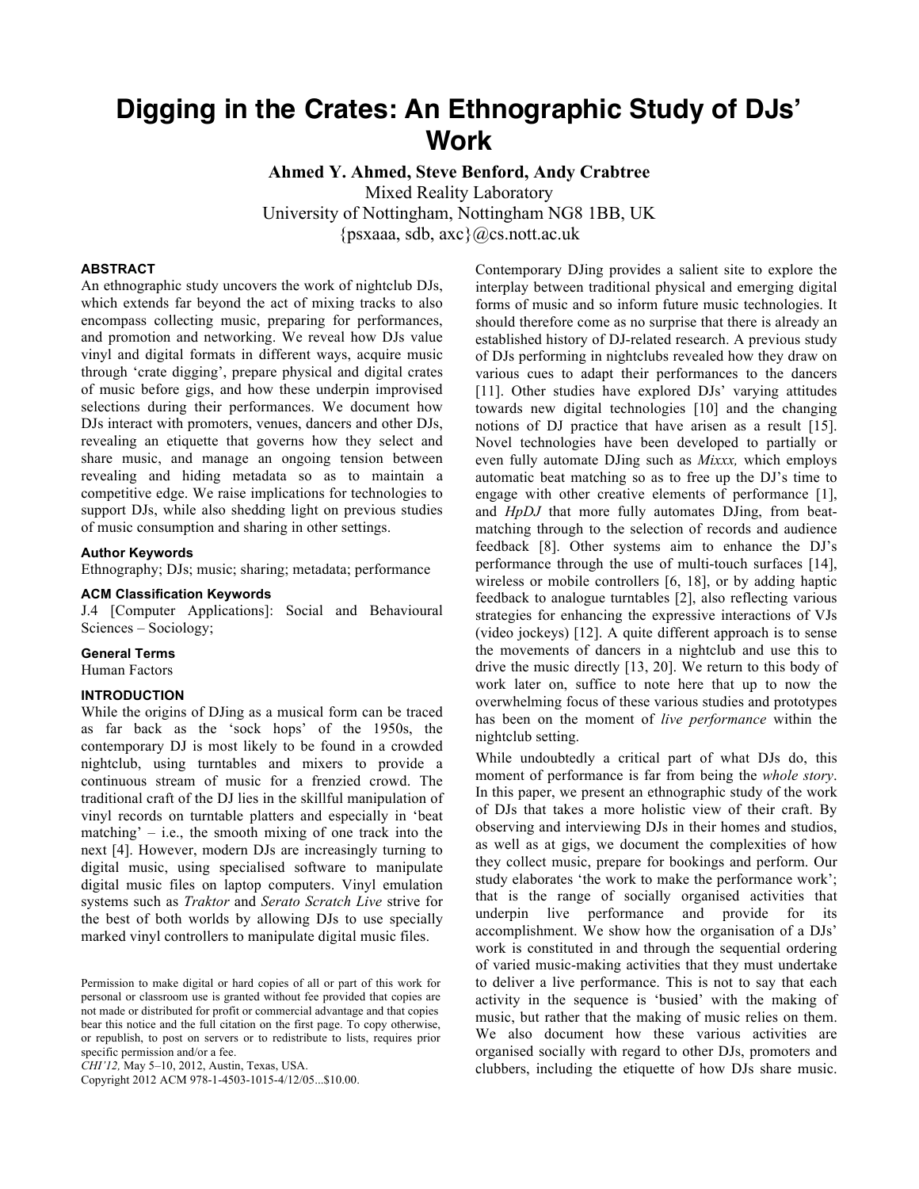# Digging in the Crates: An Ethnographic Study of DJs' Work

**Ahmed Y. Ahmed, Steve Benford, Andy Crabtree**
Mixed Reality Laboratory
University of Nottingham, Nottingham NG8 1BB, UK
{psxaaa, sdb, axc}@cs.nott.ac.uk

### ABSTRACT

An ethnographic study uncovers the work of nightclub DJs, which extends far beyond the act of mixing tracks to also encompass collecting music, preparing for performances, and promotion and networking. We reveal how DJs value vinyl and digital formats in different ways, acquire music through 'crate digging', prepare physical and digital crates of music before gigs, and how these underpin improvised selections during their performances. We document how DJs interact with promoters, venues, dancers and other DJs, revealing an etiquette that governs how they select and share music, and manage an ongoing tension between revealing and hiding metadata so as to maintain a competitive edge. We raise implications for technologies to support DJs, while also shedding light on previous studies of music consumption and sharing in other settings.

### Author Keywords

Ethnography; DJs; music; sharing; metadata; performance

### ACM Classification Keywords

J.4 [Computer Applications]: Social and Behavioural Sciences – Sociology;

### General Terms

Human Factors

### INTRODUCTION

While the origins of DJing as a musical form can be traced as far back as the 'sock hops' of the 1950s, the contemporary DJ is most likely to be found in a crowded nightclub, using turntables and mixers to provide a continuous stream of music for a frenzied crowd. The traditional craft of the DJ lies in the skillful manipulation of vinyl records on turntable platters and especially in 'beat matching' – i.e., the smooth mixing of one track into the next [4]. However, modern DJs are increasingly turning to digital music, using specialised software to manipulate digital music files on laptop computers. Vinyl emulation systems such as *Traktor* and *Serato Scratch Live* strive for the best of both worlds by allowing DJs to use specially marked vinyl controllers to manipulate digital music files.

Permission to make digital or hard copies of all or part of this work for personal or classroom use is granted without fee provided that copies are not made or distributed for profit or commercial advantage and that copies bear this notice and the full citation on the first page. To copy otherwise, or republish, to post on servers or to redistribute to lists, requires prior specific permission and/or a fee.
*CHI'12,* May 5–10, 2012, Austin, Texas, USA.
Copyright 2012 ACM 978-1-4503-1015-4/12/05...$10.00.

Contemporary DJing provides a salient site to explore the interplay between traditional physical and emerging digital forms of music and so inform future music technologies. It should therefore come as no surprise that there is already an established history of DJ-related research. A previous study of DJs performing in nightclubs revealed how they draw on various cues to adapt their performances to the dancers [11]. Other studies have explored DJs' varying attitudes towards new digital technologies [10] and the changing notions of DJ practice that have arisen as a result [15]. Novel technologies have been developed to partially or even fully automate DJing such as *Mixxx,* which employs automatic beat matching so as to free up the DJ's time to engage with other creative elements of performance [1], and *HpDJ* that more fully automates DJing, from beat-matching through to the selection of records and audience feedback [8]. Other systems aim to enhance the DJ's performance through the use of multi-touch surfaces [14], wireless or mobile controllers [6, 18], or by adding haptic feedback to analogue turntables [2], also reflecting various strategies for enhancing the expressive interactions of VJs (video jockeys) [12]. A quite different approach is to sense the movements of dancers in a nightclub and use this to drive the music directly [13, 20]. We return to this body of work later on, suffice to note here that up to now the overwhelming focus of these various studies and prototypes has been on the moment of *live performance* within the nightclub setting.

While undoubtedly a critical part of what DJs do, this moment of performance is far from being the *whole story*. In this paper, we present an ethnographic study of the work of DJs that takes a more holistic view of their craft. By observing and interviewing DJs in their homes and studios, as well as at gigs, we document the complexities of how they collect music, prepare for bookings and perform. Our study elaborates 'the work to make the performance work'; that is the range of socially organised activities that underpin live performance and provide for its accomplishment. We show how the organisation of a DJs' work is constituted in and through the sequential ordering of varied music-making activities that they must undertake to deliver a live performance. This is not to say that each activity in the sequence is 'busied' with the making of music, but rather that the making of music relies on them. We also document how these various activities are organised socially with regard to other DJs, promoters and clubbers, including the etiquette of how DJs share music.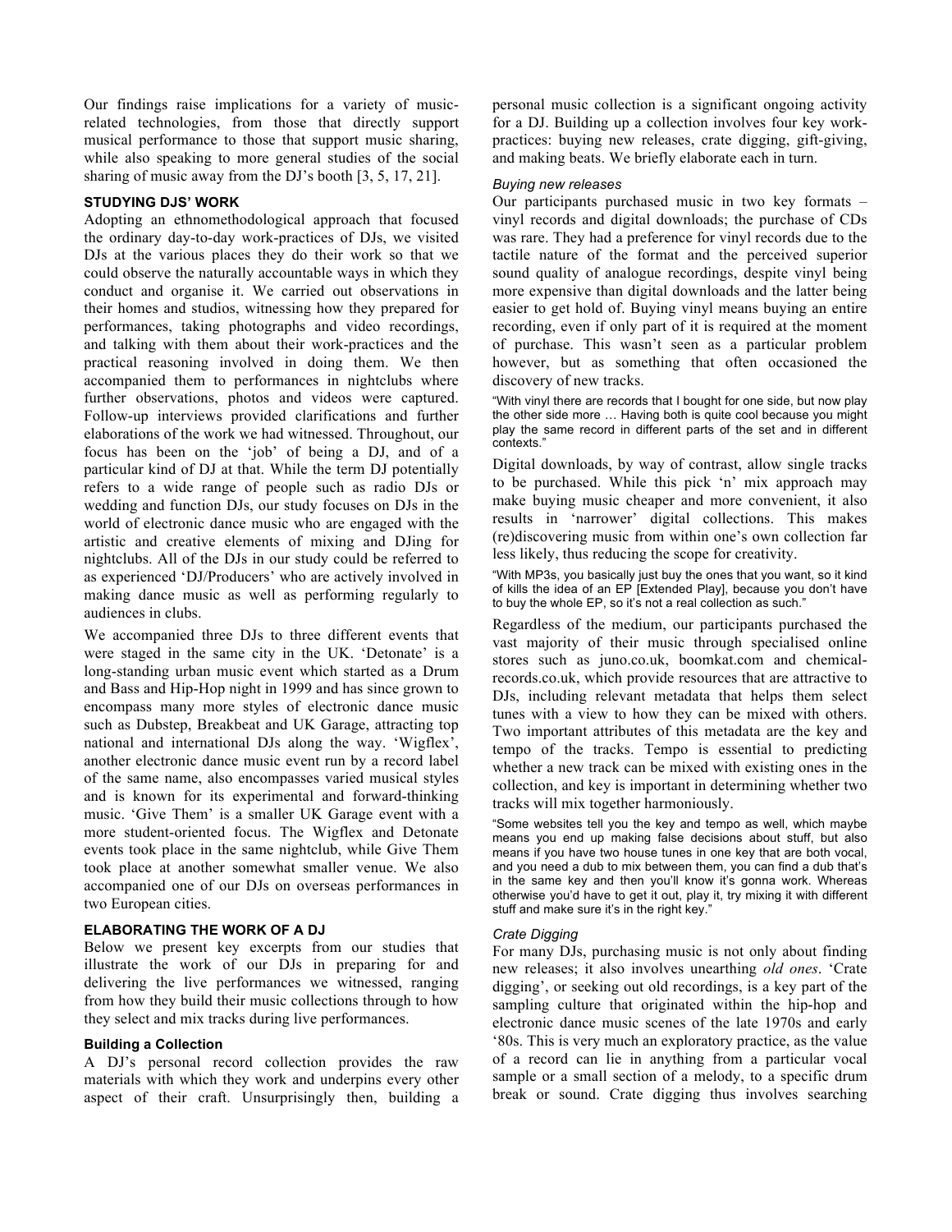Our findings raise implications for a variety of music-related technologies, from those that directly support musical performance to those that support music sharing, while also speaking to more general studies of the social sharing of music away from the DJ's booth [3, 5, 17, 21].

## STUDYING DJS' WORK

Adopting an ethnomethodological approach that focused the ordinary day-to-day work-practices of DJs, we visited DJs at the various places they do their work so that we could observe the naturally accountable ways in which they conduct and organise it. We carried out observations in their homes and studios, witnessing how they prepared for performances, taking photographs and video recordings, and talking with them about their work-practices and the practical reasoning involved in doing them. We then accompanied them to performances in nightclubs where further observations, photos and videos were captured. Follow-up interviews provided clarifications and further elaborations of the work we had witnessed. Throughout, our focus has been on the 'job' of being a DJ, and of a particular kind of DJ at that. While the term DJ potentially refers to a wide range of people such as radio DJs or wedding and function DJs, our study focuses on DJs in the world of electronic dance music who are engaged with the artistic and creative elements of mixing and DJing for nightclubs. All of the DJs in our study could be referred to as experienced 'DJ/Producers' who are actively involved in making dance music as well as performing regularly to audiences in clubs.

We accompanied three DJs to three different events that were staged in the same city in the UK. 'Detonate' is a long-standing urban music event which started as a Drum and Bass and Hip-Hop night in 1999 and has since grown to encompass many more styles of electronic dance music such as Dubstep, Breakbeat and UK Garage, attracting top national and international DJs along the way. 'Wigflex', another electronic dance music event run by a record label of the same name, also encompasses varied musical styles and is known for its experimental and forward-thinking music. 'Give Them' is a smaller UK Garage event with a more student-oriented focus. The Wigflex and Detonate events took place in the same nightclub, while Give Them took place at another somewhat smaller venue. We also accompanied one of our DJs on overseas performances in two European cities.

## ELABORATING THE WORK OF A DJ

Below we present key excerpts from our studies that illustrate the work of our DJs in preparing for and delivering the live performances we witnessed, ranging from how they build their music collections through to how they select and mix tracks during live performances.

### Building a Collection

A DJ's personal record collection provides the raw materials with which they work and underpins every other aspect of their craft. Unsurprisingly then, building a personal music collection is a significant ongoing activity for a DJ. Building up a collection involves four key work-practices: buying new releases, crate digging, gift-giving, and making beats. We briefly elaborate each in turn.

#### *Buying new releases*

Our participants purchased music in two key formats – vinyl records and digital downloads; the purchase of CDs was rare. They had a preference for vinyl records due to the tactile nature of the format and the perceived superior sound quality of analogue recordings, despite vinyl being more expensive than digital downloads and the latter being easier to get hold of. Buying vinyl means buying an entire recording, even if only part of it is required at the moment of purchase. This wasn't seen as a particular problem however, but as something that often occasioned the discovery of new tracks.

> "With vinyl there are records that I bought for one side, but now play the other side more … Having both is quite cool because you might play the same record in different parts of the set and in different contexts."

Digital downloads, by way of contrast, allow single tracks to be purchased. While this pick 'n' mix approach may make buying music cheaper and more convenient, it also results in 'narrower' digital collections. This makes (re)discovering music from within one's own collection far less likely, thus reducing the scope for creativity.

> "With MP3s, you basically just buy the ones that you want, so it kind of kills the idea of an EP [Extended Play], because you don't have to buy the whole EP, so it's not a real collection as such."

Regardless of the medium, our participants purchased the vast majority of their music through specialised online stores such as juno.co.uk, boomkat.com and chemical-records.co.uk, which provide resources that are attractive to DJs, including relevant metadata that helps them select tunes with a view to how they can be mixed with others. Two important attributes of this metadata are the key and tempo of the tracks. Tempo is essential to predicting whether a new track can be mixed with existing ones in the collection, and key is important in determining whether two tracks will mix together harmoniously.

> "Some websites tell you the key and tempo as well, which maybe means you end up making false decisions about stuff, but also means if you have two house tunes in one key that are both vocal, and you need a dub to mix between them, you can find a dub that's in the same key and then you'll know it's gonna work. Whereas otherwise you'd have to get it out, play it, try mixing it with different stuff and make sure it's in the right key."

#### *Crate Digging*

For many DJs, purchasing music is not only about finding new releases; it also involves unearthing *old ones*. 'Crate digging', or seeking out old recordings, is a key part of the sampling culture that originated within the hip-hop and electronic dance music scenes of the late 1970s and early '80s. This is very much an exploratory practice, as the value of a record can lie in anything from a particular vocal sample or a small section of a melody, to a specific drum break or sound. Crate digging thus involves searching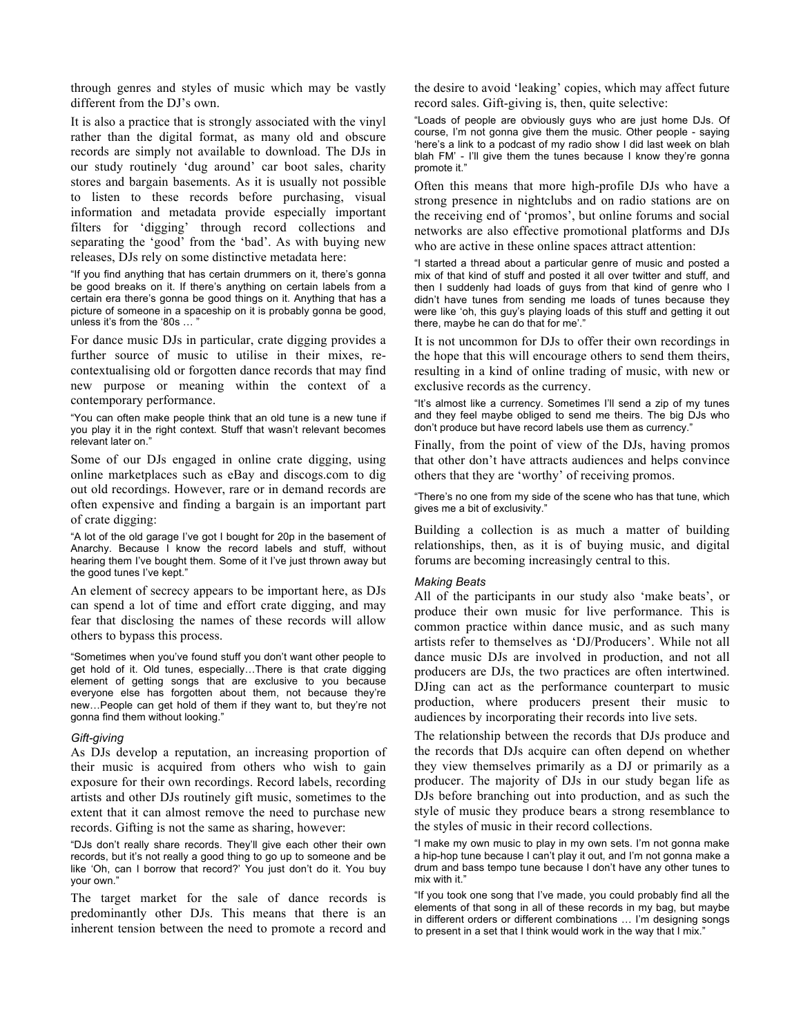through genres and styles of music which may be vastly different from the DJ's own.

It is also a practice that is strongly associated with the vinyl rather than the digital format, as many old and obscure records are simply not available to download. The DJs in our study routinely 'dug around' car boot sales, charity stores and bargain basements. As it is usually not possible to listen to these records before purchasing, visual information and metadata provide especially important filters for 'digging' through record collections and separating the 'good' from the 'bad'. As with buying new releases, DJs rely on some distinctive metadata here:

> "If you find anything that has certain drummers on it, there's gonna be good breaks on it. If there's anything on certain labels from a certain era there's gonna be good things on it. Anything that has a picture of someone in a spaceship on it is probably gonna be good, unless it's from the '80s … "

For dance music DJs in particular, crate digging provides a further source of music to utilise in their mixes, re-contextualising old or forgotten dance records that may find new purpose or meaning within the context of a contemporary performance.

> "You can often make people think that an old tune is a new tune if you play it in the right context. Stuff that wasn't relevant becomes relevant later on."

Some of our DJs engaged in online crate digging, using online marketplaces such as eBay and discogs.com to dig out old recordings. However, rare or in demand records are often expensive and finding a bargain is an important part of crate digging:

> "A lot of the old garage I've got I bought for 20p in the basement of Anarchy. Because I know the record labels and stuff, without hearing them I've bought them. Some of it I've just thrown away but the good tunes I've kept."

An element of secrecy appears to be important here, as DJs can spend a lot of time and effort crate digging, and may fear that disclosing the names of these records will allow others to bypass this process.

> "Sometimes when you've found stuff you don't want other people to get hold of it. Old tunes, especially…There is that crate digging element of getting songs that are exclusive to you because everyone else has forgotten about them, not because they're new…People can get hold of them if they want to, but they're not gonna find them without looking."

*Gift-giving*

As DJs develop a reputation, an increasing proportion of their music is acquired from others who wish to gain exposure for their own recordings. Record labels, recording artists and other DJs routinely gift music, sometimes to the extent that it can almost remove the need to purchase new records. Gifting is not the same as sharing, however:

> "DJs don't really share records. They'll give each other their own records, but it's not really a good thing to go up to someone and be like 'Oh, can I borrow that record?' You just don't do it. You buy your own."

The target market for the sale of dance records is predominantly other DJs. This means that there is an inherent tension between the need to promote a record and the desire to avoid 'leaking' copies, which may affect future record sales. Gift-giving is, then, quite selective:

> "Loads of people are obviously guys who are just home DJs. Of course, I'm not gonna give them the music. Other people - saying 'here's a link to a podcast of my radio show I did last week on blah blah FM' - I'll give them the tunes because I know they're gonna promote it."

Often this means that more high-profile DJs who have a strong presence in nightclubs and on radio stations are on the receiving end of 'promos', but online forums and social networks are also effective promotional platforms and DJs who are active in these online spaces attract attention:

> "I started a thread about a particular genre of music and posted a mix of that kind of stuff and posted it all over twitter and stuff, and then I suddenly had loads of guys from that kind of genre who I didn't have tunes from sending me loads of tunes because they were like 'oh, this guy's playing loads of this stuff and getting it out there, maybe he can do that for me'."

It is not uncommon for DJs to offer their own recordings in the hope that this will encourage others to send them theirs, resulting in a kind of online trading of music, with new or exclusive records as the currency.

> "It's almost like a currency. Sometimes I'll send a zip of my tunes and they feel maybe obliged to send me theirs. The big DJs who don't produce but have record labels use them as currency."

Finally, from the point of view of the DJs, having promos that other don't have attracts audiences and helps convince others that they are 'worthy' of receiving promos.

> "There's no one from my side of the scene who has that tune, which gives me a bit of exclusivity."

Building a collection is as much a matter of building relationships, then, as it is of buying music, and digital forums are becoming increasingly central to this.

*Making Beats*

All of the participants in our study also 'make beats', or produce their own music for live performance. This is common practice within dance music, and as such many artists refer to themselves as 'DJ/Producers'. While not all dance music DJs are involved in production, and not all producers are DJs, the two practices are often intertwined. DJing can act as the performance counterpart to music production, where producers present their music to audiences by incorporating their records into live sets.

The relationship between the records that DJs produce and the records that DJs acquire can often depend on whether they view themselves primarily as a DJ or primarily as a producer. The majority of DJs in our study began life as DJs before branching out into production, and as such the style of music they produce bears a strong resemblance to the styles of music in their record collections.

> "I make my own music to play in my own sets. I'm not gonna make a hip-hop tune because I can't play it out, and I'm not gonna make a drum and bass tempo tune because I don't have any other tunes to mix with it."

> "If you took one song that I've made, you could probably find all the elements of that song in all of these records in my bag, but maybe in different orders or different combinations … I'm designing songs to present in a set that I think would work in the way that I mix."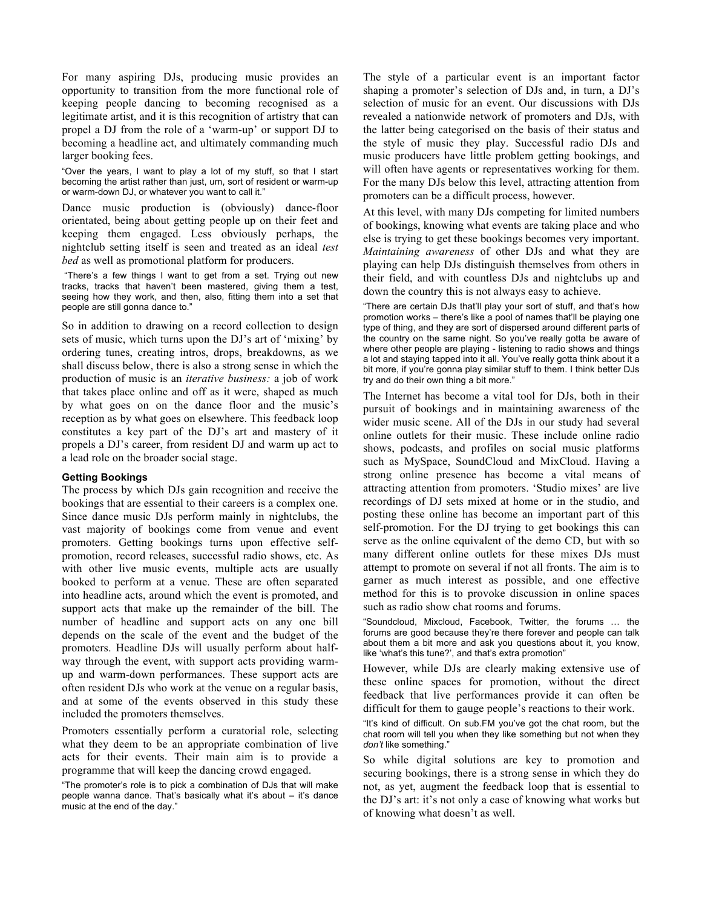For many aspiring DJs, producing music provides an opportunity to transition from the more functional role of keeping people dancing to becoming recognised as a legitimate artist, and it is this recognition of artistry that can propel a DJ from the role of a 'warm-up' or support DJ to becoming a headline act, and ultimately commanding much larger booking fees.

> "Over the years, I want to play a lot of my stuff, so that I start becoming the artist rather than just, um, sort of resident or warm-up or warm-down DJ, or whatever you want to call it."

Dance music production is (obviously) dance-floor orientated, being about getting people up on their feet and keeping them engaged. Less obviously perhaps, the nightclub setting itself is seen and treated as an ideal *test bed* as well as promotional platform for producers.

> "There's a few things I want to get from a set. Trying out new tracks, tracks that haven't been mastered, giving them a test, seeing how they work, and then, also, fitting them into a set that people are still gonna dance to."

So in addition to drawing on a record collection to design sets of music, which turns upon the DJ's art of 'mixing' by ordering tunes, creating intros, drops, breakdowns, as we shall discuss below, there is also a strong sense in which the production of music is an *iterative business:* a job of work that takes place online and off as it were, shaped as much by what goes on on the dance floor and the music's reception as by what goes on elsewhere. This feedback loop constitutes a key part of the DJ's art and mastery of it propels a DJ's career, from resident DJ and warm up act to a lead role on the broader social stage.

#### Getting Bookings

The process by which DJs gain recognition and receive the bookings that are essential to their careers is a complex one. Since dance music DJs perform mainly in nightclubs, the vast majority of bookings come from venue and event promoters. Getting bookings turns upon effective self-promotion, record releases, successful radio shows, etc. As with other live music events, multiple acts are usually booked to perform at a venue. These are often separated into headline acts, around which the event is promoted, and support acts that make up the remainder of the bill. The number of headline and support acts on any one bill depends on the scale of the event and the budget of the promoters. Headline DJs will usually perform about half-way through the event, with support acts providing warm-up and warm-down performances. These support acts are often resident DJs who work at the venue on a regular basis, and at some of the events observed in this study these included the promoters themselves.

Promoters essentially perform a curatorial role, selecting what they deem to be an appropriate combination of live acts for their events. Their main aim is to provide a programme that will keep the dancing crowd engaged.

> "The promoter's role is to pick a combination of DJs that will make people wanna dance. That's basically what it's about – it's dance music at the end of the day."

The style of a particular event is an important factor shaping a promoter's selection of DJs and, in turn, a DJ's selection of music for an event. Our discussions with DJs revealed a nationwide network of promoters and DJs, with the latter being categorised on the basis of their status and the style of music they play. Successful radio DJs and music producers have little problem getting bookings, and will often have agents or representatives working for them. For the many DJs below this level, attracting attention from promoters can be a difficult process, however.

At this level, with many DJs competing for limited numbers of bookings, knowing what events are taking place and who else is trying to get these bookings becomes very important. *Maintaining awareness* of other DJs and what they are playing can help DJs distinguish themselves from others in their field, and with countless DJs and nightclubs up and down the country this is not always easy to achieve.

> "There are certain DJs that'll play your sort of stuff, and that's how promotion works – there's like a pool of names that'll be playing one type of thing, and they are sort of dispersed around different parts of the country on the same night. So you've really gotta be aware of where other people are playing - listening to radio shows and things a lot and staying tapped into it all. You've really gotta think about it a bit more, if you're gonna play similar stuff to them. I think better DJs try and do their own thing a bit more."

The Internet has become a vital tool for DJs, both in their pursuit of bookings and in maintaining awareness of the wider music scene. All of the DJs in our study had several online outlets for their music. These include online radio shows, podcasts, and profiles on social music platforms such as MySpace, SoundCloud and MixCloud. Having a strong online presence has become a vital means of attracting attention from promoters. 'Studio mixes' are live recordings of DJ sets mixed at home or in the studio, and posting these online has become an important part of this self-promotion. For the DJ trying to get bookings this can serve as the online equivalent of the demo CD, but with so many different online outlets for these mixes DJs must attempt to promote on several if not all fronts. The aim is to garner as much interest as possible, and one effective method for this is to provoke discussion in online spaces such as radio show chat rooms and forums.

> "Soundcloud, Mixcloud, Facebook, Twitter, the forums … the forums are good because they're there forever and people can talk about them a bit more and ask you questions about it, you know, like 'what's this tune?', and that's extra promotion"

However, while DJs are clearly making extensive use of these online spaces for promotion, without the direct feedback that live performances provide it can often be difficult for them to gauge people's reactions to their work.

> "It's kind of difficult. On sub.FM you've got the chat room, but the chat room will tell you when they like something but not when they *don't* like something."

So while digital solutions are key to promotion and securing bookings, there is a strong sense in which they do not, as yet, augment the feedback loop that is essential to the DJ's art: it's not only a case of knowing what works but of knowing what doesn't as well.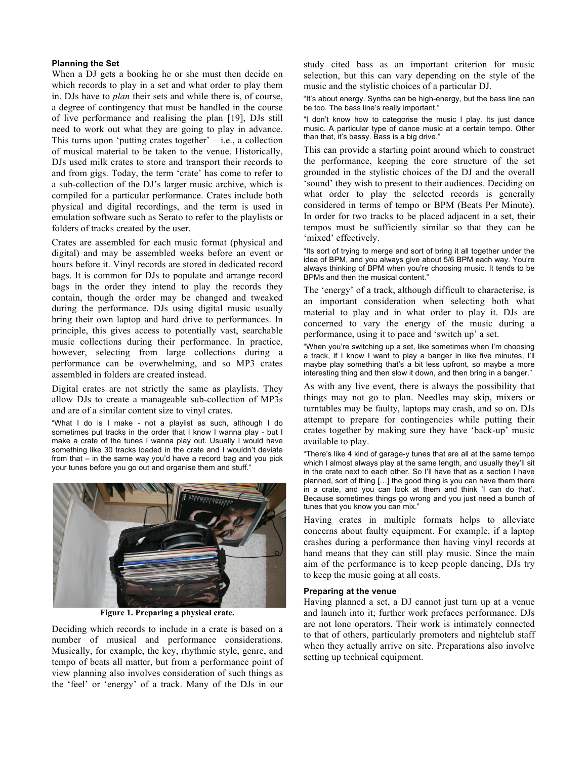### Planning the Set

When a DJ gets a booking he or she must then decide on which records to play in a set and what order to play them in. DJs have to *plan* their sets and while there is, of course, a degree of contingency that must be handled in the course of live performance and realising the plan [19], DJs still need to work out what they are going to play in advance. This turns upon 'putting crates together' – i.e., a collection of musical material to be taken to the venue. Historically, DJs used milk crates to store and transport their records to and from gigs. Today, the term 'crate' has come to refer to a sub-collection of the DJ's larger music archive, which is compiled for a particular performance. Crates include both physical and digital recordings, and the term is used in emulation software such as Serato to refer to the playlists or folders of tracks created by the user.

Crates are assembled for each music format (physical and digital) and may be assembled weeks before an event or hours before it. Vinyl records are stored in dedicated record bags. It is common for DJs to populate and arrange record bags in the order they intend to play the records they contain, though the order may be changed and tweaked during the performance. DJs using digital music usually bring their own laptop and hard drive to performances. In principle, this gives access to potentially vast, searchable music collections during their performance. In practice, however, selecting from large collections during a performance can be overwhelming, and so MP3 crates assembled in folders are created instead.

Digital crates are not strictly the same as playlists. They allow DJs to create a manageable sub-collection of MP3s and are of a similar content size to vinyl crates.

> "What I do is I make - not a playlist as such, although I do sometimes put tracks in the order that I know I wanna play - but I make a crate of the tunes I wanna play out. Usually I would have something like 30 tracks loaded in the crate and I wouldn't deviate from that – in the same way you'd have a record bag and you pick your tunes before you go out and organise them and stuff."

**Figure 1. Preparing a physical crate.**

Deciding which records to include in a crate is based on a number of musical and performance considerations. Musically, for example, the key, rhythmic style, genre, and tempo of beats all matter, but from a performance point of view planning also involves consideration of such things as the 'feel' or 'energy' of a track. Many of the DJs in our study cited bass as an important criterion for music selection, but this can vary depending on the style of the music and the stylistic choices of a particular DJ.

> "It's about energy. Synths can be high-energy, but the bass line can be too. The bass line's really important."

> "I don't know how to categorise the music I play. Its just dance music. A particular type of dance music at a certain tempo. Other than that, it's bassy. Bass is a big drive."

This can provide a starting point around which to construct the performance, keeping the core structure of the set grounded in the stylistic choices of the DJ and the overall 'sound' they wish to present to their audiences. Deciding on what order to play the selected records is generally considered in terms of tempo or BPM (Beats Per Minute). In order for two tracks to be placed adjacent in a set, their tempos must be sufficiently similar so that they can be 'mixed' effectively.

> "Its sort of trying to merge and sort of bring it all together under the idea of BPM, and you always give about 5/6 BPM each way. You're always thinking of BPM when you're choosing music. It tends to be BPMs and then the musical content."

The 'energy' of a track, although difficult to characterise, is an important consideration when selecting both what material to play and in what order to play it. DJs are concerned to vary the energy of the music during a performance, using it to pace and 'switch up' a set.

> "When you're switching up a set, like sometimes when I'm choosing a track, if I know I want to play a banger in like five minutes, I'll maybe play something that's a bit less upfront, so maybe a more interesting thing and then slow it down, and then bring in a banger."

As with any live event, there is always the possibility that things may not go to plan. Needles may skip, mixers or turntables may be faulty, laptops may crash, and so on. DJs attempt to prepare for contingencies while putting their crates together by making sure they have 'back-up' music available to play.

> "There's like 4 kind of garage-y tunes that are all at the same tempo which I almost always play at the same length, and usually they'll sit in the crate next to each other. So I'll have that as a section I have planned, sort of thing […] the good thing is you can have them there in a crate, and you can look at them and think 'I can do that'. Because sometimes things go wrong and you just need a bunch of tunes that you know you can mix."

Having crates in multiple formats helps to alleviate concerns about faulty equipment. For example, if a laptop crashes during a performance then having vinyl records at hand means that they can still play music. Since the main aim of the performance is to keep people dancing, DJs try to keep the music going at all costs.

### Preparing at the venue

Having planned a set, a DJ cannot just turn up at a venue and launch into it; further work prefaces performance. DJs are not lone operators. Their work is intimately connected to that of others, particularly promoters and nightclub staff when they actually arrive on site. Preparations also involve setting up technical equipment.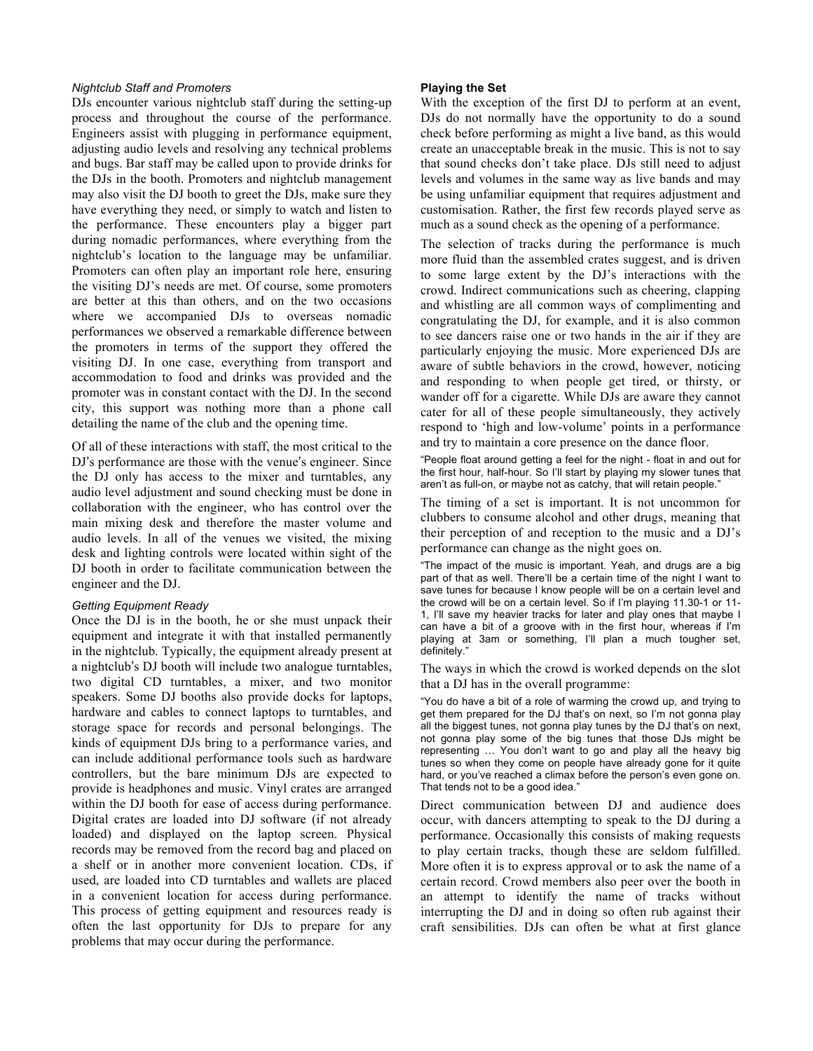### *Nightclub Staff and Promoters*

DJs encounter various nightclub staff during the setting-up process and throughout the course of the performance. Engineers assist with plugging in performance equipment, adjusting audio levels and resolving any technical problems and bugs. Bar staff may be called upon to provide drinks for the DJs in the booth. Promoters and nightclub management may also visit the DJ booth to greet the DJs, make sure they have everything they need, or simply to watch and listen to the performance. These encounters play a bigger part during nomadic performances, where everything from the nightclub's location to the language may be unfamiliar. Promoters can often play an important role here, ensuring the visiting DJ's needs are met. Of course, some promoters are better at this than others, and on the two occasions where we accompanied DJs to overseas nomadic performances we observed a remarkable difference between the promoters in terms of the support they offered the visiting DJ. In one case, everything from transport and accommodation to food and drinks was provided and the promoter was in constant contact with the DJ. In the second city, this support was nothing more than a phone call detailing the name of the club and the opening time.

Of all of these interactions with staff, the most critical to the DJ's performance are those with the venue's engineer. Since the DJ only has access to the mixer and turntables, any audio level adjustment and sound checking must be done in collaboration with the engineer, who has control over the main mixing desk and therefore the master volume and audio levels. In all of the venues we visited, the mixing desk and lighting controls were located within sight of the DJ booth in order to facilitate communication between the engineer and the DJ.

### *Getting Equipment Ready*

Once the DJ is in the booth, he or she must unpack their equipment and integrate it with that installed permanently in the nightclub. Typically, the equipment already present at a nightclub's DJ booth will include two analogue turntables, two digital CD turntables, a mixer, and two monitor speakers. Some DJ booths also provide docks for laptops, hardware and cables to connect laptops to turntables, and storage space for records and personal belongings. The kinds of equipment DJs bring to a performance varies, and can include additional performance tools such as hardware controllers, but the bare minimum DJs are expected to provide is headphones and music. Vinyl crates are arranged within the DJ booth for ease of access during performance. Digital crates are loaded into DJ software (if not already loaded) and displayed on the laptop screen. Physical records may be removed from the record bag and placed on a shelf or in another more convenient location. CDs, if used, are loaded into CD turntables and wallets are placed in a convenient location for access during performance. This process of getting equipment and resources ready is often the last opportunity for DJs to prepare for any problems that may occur during the performance.

### **Playing the Set**

With the exception of the first DJ to perform at an event, DJs do not normally have the opportunity to do a sound check before performing as might a live band, as this would create an unacceptable break in the music. This is not to say that sound checks don't take place. DJs still need to adjust levels and volumes in the same way as live bands and may be using unfamiliar equipment that requires adjustment and customisation. Rather, the first few records played serve as much as a sound check as the opening of a performance.

The selection of tracks during the performance is much more fluid than the assembled crates suggest, and is driven to some large extent by the DJ's interactions with the crowd. Indirect communications such as cheering, clapping and whistling are all common ways of complimenting and congratulating the DJ, for example, and it is also common to see dancers raise one or two hands in the air if they are particularly enjoying the music. More experienced DJs are aware of subtle behaviors in the crowd, however, noticing and responding to when people get tired, or thirsty, or wander off for a cigarette. While DJs are aware they cannot cater for all of these people simultaneously, they actively respond to 'high and low-volume' points in a performance and try to maintain a core presence on the dance floor.

> "People float around getting a feel for the night - float in and out for the first hour, half-hour. So I'll start by playing my slower tunes that aren't as full-on, or maybe not as catchy, that will retain people."

The timing of a set is important. It is not uncommon for clubbers to consume alcohol and other drugs, meaning that their perception of and reception to the music and a DJ's performance can change as the night goes on.

> "The impact of the music is important. Yeah, and drugs are a big part of that as well. There'll be a certain time of the night I want to save tunes for because I know people will be on a certain level and the crowd will be on a certain level. So if I'm playing 11.30-1 or 11-1, I'll save my heavier tracks for later and play ones that maybe I can have a bit of a groove with in the first hour, whereas if I'm playing at 3am or something, I'll plan a much tougher set, definitely."

The ways in which the crowd is worked depends on the slot that a DJ has in the overall programme:

> "You do have a bit of a role of warming the crowd up, and trying to get them prepared for the DJ that's on next, so I'm not gonna play all the biggest tunes, not gonna play tunes by the DJ that's on next, not gonna play some of the big tunes that those DJs might be representing … You don't want to go and play all the heavy big tunes so when they come on people have already gone for it quite hard, or you've reached a climax before the person's even gone on. That tends not to be a good idea."

Direct communication between DJ and audience does occur, with dancers attempting to speak to the DJ during a performance. Occasionally this consists of making requests to play certain tracks, though these are seldom fulfilled. More often it is to express approval or to ask the name of a certain record. Crowd members also peer over the booth in an attempt to identify the name of tracks without interrupting the DJ and in doing so often rub against their craft sensibilities. DJs can often be what at first glance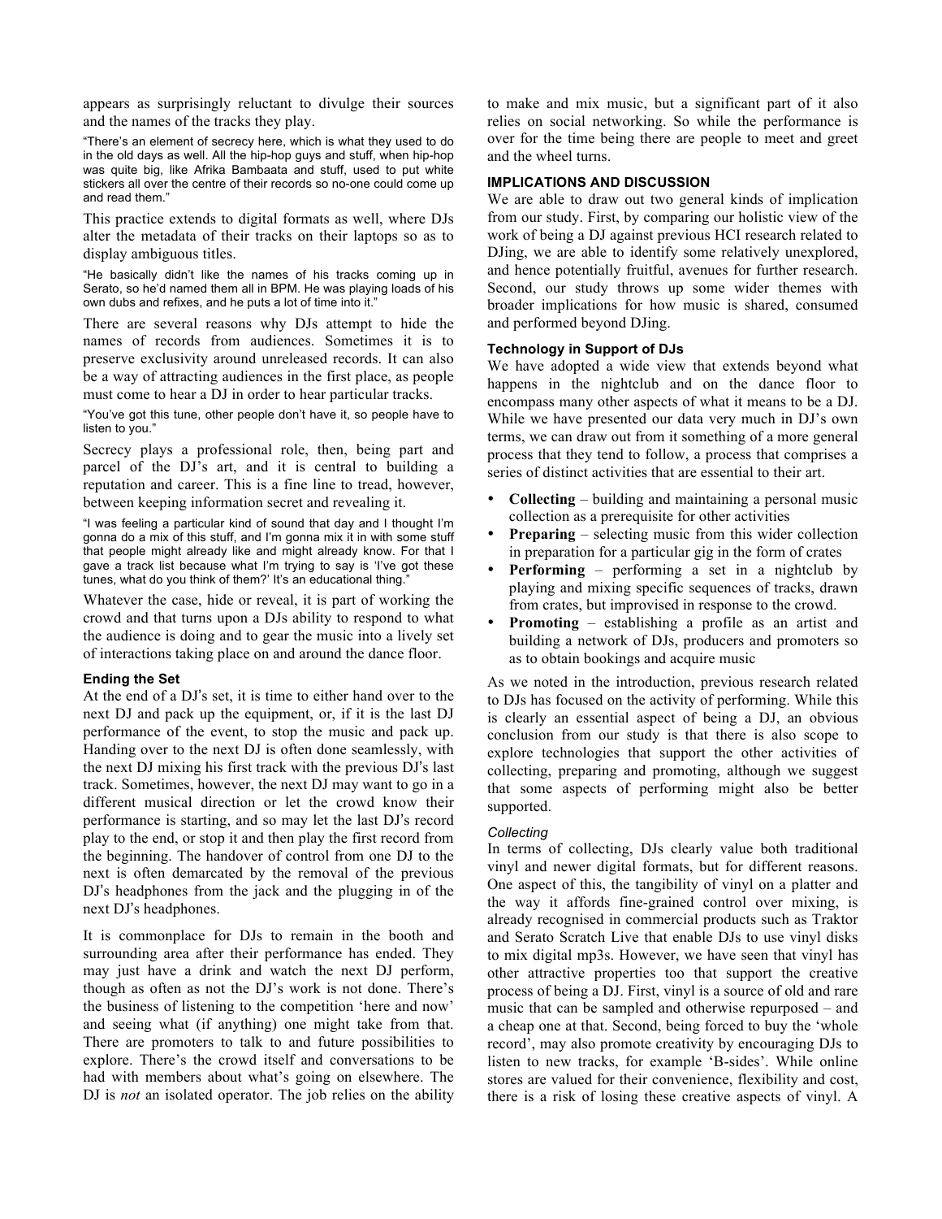appears as surprisingly reluctant to divulge their sources and the names of the tracks they play.

> "There's an element of secrecy here, which is what they used to do in the old days as well. All the hip-hop guys and stuff, when hip-hop was quite big, like Afrika Bambaata and stuff, used to put white stickers all over the centre of their records so no-one could come up and read them."

This practice extends to digital formats as well, where DJs alter the metadata of their tracks on their laptops so as to display ambiguous titles.

> "He basically didn't like the names of his tracks coming up in Serato, so he'd named them all in BPM. He was playing loads of his own dubs and refixes, and he puts a lot of time into it."

There are several reasons why DJs attempt to hide the names of records from audiences. Sometimes it is to preserve exclusivity around unreleased records. It can also be a way of attracting audiences in the first place, as people must come to hear a DJ in order to hear particular tracks.

> "You've got this tune, other people don't have it, so people have to listen to you."

Secrecy plays a professional role, then, being part and parcel of the DJ's art, and it is central to building a reputation and career. This is a fine line to tread, however, between keeping information secret and revealing it.

> "I was feeling a particular kind of sound that day and I thought I'm gonna do a mix of this stuff, and I'm gonna mix it in with some stuff that people might already like and might already know. For that I gave a track list because what I'm trying to say is 'I've got these tunes, what do you think of them?' It's an educational thing."

Whatever the case, hide or reveal, it is part of working the crowd and that turns upon a DJs ability to respond to what the audience is doing and to gear the music into a lively set of interactions taking place on and around the dance floor.

#### Ending the Set

At the end of a DJ's set, it is time to either hand over to the next DJ and pack up the equipment, or, if it is the last DJ performance of the event, to stop the music and pack up. Handing over to the next DJ is often done seamlessly, with the next DJ mixing his first track with the previous DJ's last track. Sometimes, however, the next DJ may want to go in a different musical direction or let the crowd know their performance is starting, and so may let the last DJ's record play to the end, or stop it and then play the first record from the beginning. The handover of control from one DJ to the next is often demarcated by the removal of the previous DJ's headphones from the jack and the plugging in of the next DJ's headphones.

It is commonplace for DJs to remain in the booth and surrounding area after their performance has ended. They may just have a drink and watch the next DJ perform, though as often as not the DJ's work is not done. There's the business of listening to the competition 'here and now' and seeing what (if anything) one might take from that. There are promoters to talk to and future possibilities to explore. There's the crowd itself and conversations to be had with members about what's going on elsewhere. The DJ is *not* an isolated operator. The job relies on the ability to make and mix music, but a significant part of it also relies on social networking. So while the performance is over for the time being there are people to meet and greet and the wheel turns.

### IMPLICATIONS AND DISCUSSION

We are able to draw out two general kinds of implication from our study. First, by comparing our holistic view of the work of being a DJ against previous HCI research related to DJing, we are able to identify some relatively unexplored, and hence potentially fruitful, avenues for further research. Second, our study throws up some wider themes with broader implications for how music is shared, consumed and performed beyond DJing.

#### Technology in Support of DJs

We have adopted a wide view that extends beyond what happens in the nightclub and on the dance floor to encompass many other aspects of what it means to be a DJ. While we have presented our data very much in DJ's own terms, we can draw out from it something of a more general process that they tend to follow, a process that comprises a series of distinct activities that are essential to their art.

- **Collecting** – building and maintaining a personal music collection as a prerequisite for other activities
- **Preparing** – selecting music from this wider collection in preparation for a particular gig in the form of crates
- **Performing** – performing a set in a nightclub by playing and mixing specific sequences of tracks, drawn from crates, but improvised in response to the crowd.
- **Promoting** – establishing a profile as an artist and building a network of DJs, producers and promoters so as to obtain bookings and acquire music

As we noted in the introduction, previous research related to DJs has focused on the activity of performing. While this is clearly an essential aspect of being a DJ, an obvious conclusion from our study is that there is also scope to explore technologies that support the other activities of collecting, preparing and promoting, although we suggest that some aspects of performing might also be better supported.

##### *Collecting*

In terms of collecting, DJs clearly value both traditional vinyl and newer digital formats, but for different reasons. One aspect of this, the tangibility of vinyl on a platter and the way it affords fine-grained control over mixing, is already recognised in commercial products such as Traktor and Serato Scratch Live that enable DJs to use vinyl disks to mix digital mp3s. However, we have seen that vinyl has other attractive properties too that support the creative process of being a DJ. First, vinyl is a source of old and rare music that can be sampled and otherwise repurposed – and a cheap one at that. Second, being forced to buy the 'whole record', may also promote creativity by encouraging DJs to listen to new tracks, for example 'B-sides'. While online stores are valued for their convenience, flexibility and cost, there is a risk of losing these creative aspects of vinyl. A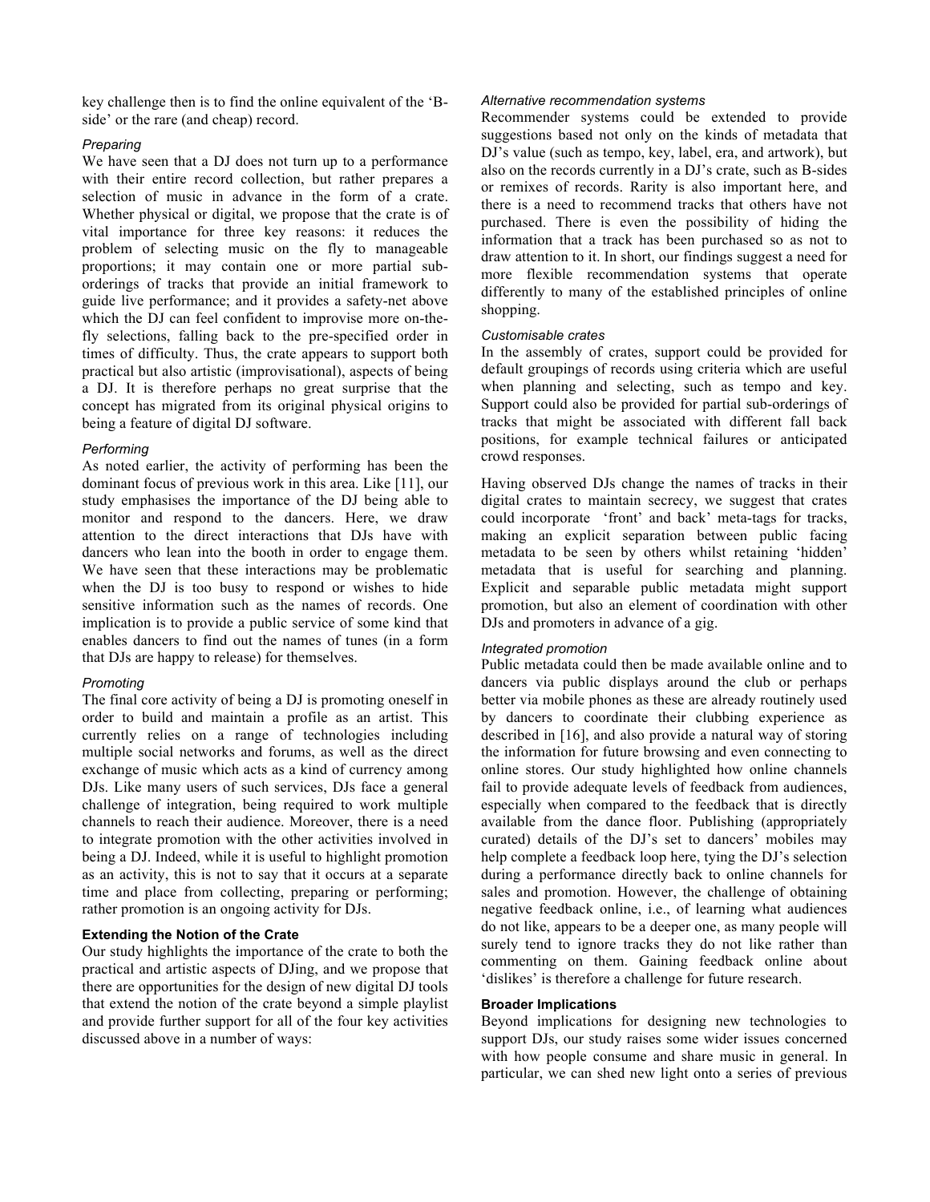key challenge then is to find the online equivalent of the 'B-side' or the rare (and cheap) record.

*Preparing*

We have seen that a DJ does not turn up to a performance with their entire record collection, but rather prepares a selection of music in advance in the form of a crate. Whether physical or digital, we propose that the crate is of vital importance for three key reasons: it reduces the problem of selecting music on the fly to manageable proportions; it may contain one or more partial sub-orderings of tracks that provide an initial framework to guide live performance; and it provides a safety-net above which the DJ can feel confident to improvise more on-the-fly selections, falling back to the pre-specified order in times of difficulty. Thus, the crate appears to support both practical but also artistic (improvisational), aspects of being a DJ. It is therefore perhaps no great surprise that the concept has migrated from its original physical origins to being a feature of digital DJ software.

*Performing*

As noted earlier, the activity of performing has been the dominant focus of previous work in this area. Like [11], our study emphasises the importance of the DJ being able to monitor and respond to the dancers. Here, we draw attention to the direct interactions that DJs have with dancers who lean into the booth in order to engage them. We have seen that these interactions may be problematic when the DJ is too busy to respond or wishes to hide sensitive information such as the names of records. One implication is to provide a public service of some kind that enables dancers to find out the names of tunes (in a form that DJs are happy to release) for themselves.

*Promoting*

The final core activity of being a DJ is promoting oneself in order to build and maintain a profile as an artist. This currently relies on a range of technologies including multiple social networks and forums, as well as the direct exchange of music which acts as a kind of currency among DJs. Like many users of such services, DJs face a general challenge of integration, being required to work multiple channels to reach their audience. Moreover, there is a need to integrate promotion with the other activities involved in being a DJ. Indeed, while it is useful to highlight promotion as an activity, this is not to say that it occurs at a separate time and place from collecting, preparing or performing; rather promotion is an ongoing activity for DJs.

### Extending the Notion of the Crate

Our study highlights the importance of the crate to both the practical and artistic aspects of DJing, and we propose that there are opportunities for the design of new digital DJ tools that extend the notion of the crate beyond a simple playlist and provide further support for all of the four key activities discussed above in a number of ways:

*Alternative recommendation systems*

Recommender systems could be extended to provide suggestions based not only on the kinds of metadata that DJ's value (such as tempo, key, label, era, and artwork), but also on the records currently in a DJ's crate, such as B-sides or remixes of records. Rarity is also important here, and there is a need to recommend tracks that others have not purchased. There is even the possibility of hiding the information that a track has been purchased so as not to draw attention to it. In short, our findings suggest a need for more flexible recommendation systems that operate differently to many of the established principles of online shopping.

*Customisable crates*

In the assembly of crates, support could be provided for default groupings of records using criteria which are useful when planning and selecting, such as tempo and key. Support could also be provided for partial sub-orderings of tracks that might be associated with different fall back positions, for example technical failures or anticipated crowd responses.

Having observed DJs change the names of tracks in their digital crates to maintain secrecy, we suggest that crates could incorporate 'front' and back' meta-tags for tracks, making an explicit separation between public facing metadata to be seen by others whilst retaining 'hidden' metadata that is useful for searching and planning. Explicit and separable public metadata might support promotion, but also an element of coordination with other DJs and promoters in advance of a gig.

*Integrated promotion*

Public metadata could then be made available online and to dancers via public displays around the club or perhaps better via mobile phones as these are already routinely used by dancers to coordinate their clubbing experience as described in [16], and also provide a natural way of storing the information for future browsing and even connecting to online stores. Our study highlighted how online channels fail to provide adequate levels of feedback from audiences, especially when compared to the feedback that is directly available from the dance floor. Publishing (appropriately curated) details of the DJ's set to dancers' mobiles may help complete a feedback loop here, tying the DJ's selection during a performance directly back to online channels for sales and promotion. However, the challenge of obtaining negative feedback online, i.e., of learning what audiences do not like, appears to be a deeper one, as many people will surely tend to ignore tracks they do not like rather than commenting on them. Gaining feedback online about 'dislikes' is therefore a challenge for future research.

### Broader Implications

Beyond implications for designing new technologies to support DJs, our study raises some wider issues concerned with how people consume and share music in general. In particular, we can shed new light onto a series of previous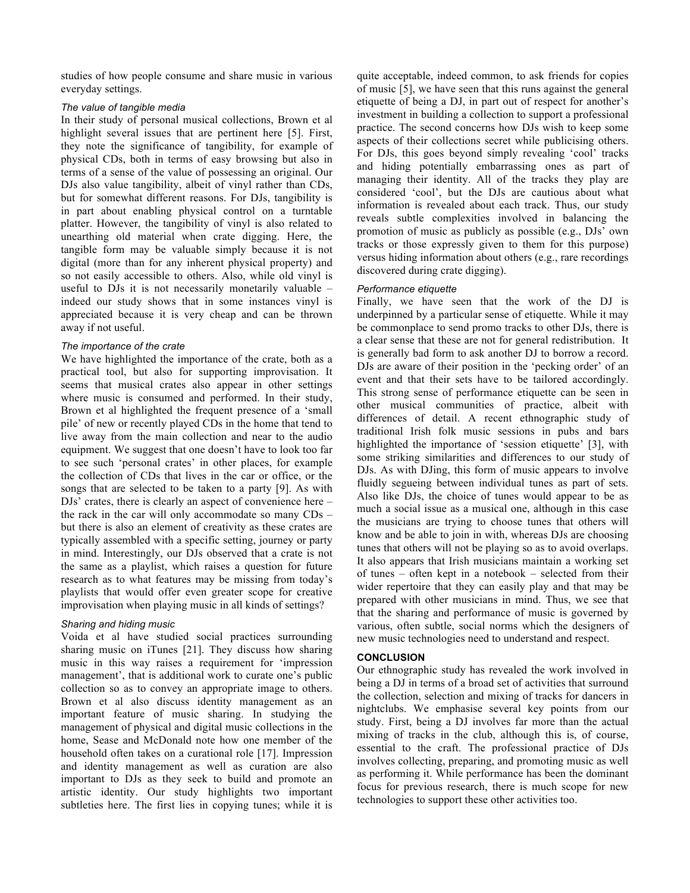studies of how people consume and share music in various everyday settings.

### *The value of tangible media*

In their study of personal musical collections, Brown et al highlight several issues that are pertinent here [5]. First, they note the significance of tangibility, for example of physical CDs, both in terms of easy browsing but also in terms of a sense of the value of possessing an original. Our DJs also value tangibility, albeit of vinyl rather than CDs, but for somewhat different reasons. For DJs, tangibility is in part about enabling physical control on a turntable platter. However, the tangibility of vinyl is also related to unearthing old material when crate digging. Here, the tangible form may be valuable simply because it is not digital (more than for any inherent physical property) and so not easily accessible to others. Also, while old vinyl is useful to DJs it is not necessarily monetarily valuable – indeed our study shows that in some instances vinyl is appreciated because it is very cheap and can be thrown away if not useful.

### *The importance of the crate*

We have highlighted the importance of the crate, both as a practical tool, but also for supporting improvisation. It seems that musical crates also appear in other settings where music is consumed and performed. In their study, Brown et al highlighted the frequent presence of a 'small pile' of new or recently played CDs in the home that tend to live away from the main collection and near to the audio equipment. We suggest that one doesn't have to look too far to see such 'personal crates' in other places, for example the collection of CDs that lives in the car or office, or the songs that are selected to be taken to a party [9]. As with DJs' crates, there is clearly an aspect of convenience here – the rack in the car will only accommodate so many CDs – but there is also an element of creativity as these crates are typically assembled with a specific setting, journey or party in mind. Interestingly, our DJs observed that a crate is not the same as a playlist, which raises a question for future research as to what features may be missing from today's playlists that would offer even greater scope for creative improvisation when playing music in all kinds of settings?

### *Sharing and hiding music*

Voida et al have studied social practices surrounding sharing music on iTunes [21]. They discuss how sharing music in this way raises a requirement for 'impression management', that is additional work to curate one's public collection so as to convey an appropriate image to others. Brown et al also discuss identity management as an important feature of music sharing. In studying the management of physical and digital music collections in the home, Sease and McDonald note how one member of the household often takes on a curational role [17]. Impression and identity management as well as curation are also important to DJs as they seek to build and promote an artistic identity. Our study highlights two important subtleties here. The first lies in copying tunes; while it is quite acceptable, indeed common, to ask friends for copies of music [5], we have seen that this runs against the general etiquette of being a DJ, in part out of respect for another's investment in building a collection to support a professional practice. The second concerns how DJs wish to keep some aspects of their collections secret while publicising others. For DJs, this goes beyond simply revealing 'cool' tracks and hiding potentially embarrassing ones as part of managing their identity. All of the tracks they play are considered 'cool', but the DJs are cautious about what information is revealed about each track. Thus, our study reveals subtle complexities involved in balancing the promotion of music as publicly as possible (e.g., DJs' own tracks or those expressly given to them for this purpose) versus hiding information about others (e.g., rare recordings discovered during crate digging).

### *Performance etiquette*

Finally, we have seen that the work of the DJ is underpinned by a particular sense of etiquette. While it may be commonplace to send promo tracks to other DJs, there is a clear sense that these are not for general redistribution. It is generally bad form to ask another DJ to borrow a record. DJs are aware of their position in the 'pecking order' of an event and that their sets have to be tailored accordingly. This strong sense of performance etiquette can be seen in other musical communities of practice, albeit with differences of detail. A recent ethnographic study of traditional Irish folk music sessions in pubs and bars highlighted the importance of 'session etiquette' [3], with some striking similarities and differences to our study of DJs. As with DJing, this form of music appears to involve fluidly segueing between individual tunes as part of sets. Also like DJs, the choice of tunes would appear to be as much a social issue as a musical one, although in this case the musicians are trying to choose tunes that others will know and be able to join in with, whereas DJs are choosing tunes that others will not be playing so as to avoid overlaps. It also appears that Irish musicians maintain a working set of tunes – often kept in a notebook – selected from their wider repertoire that they can easily play and that may be prepared with other musicians in mind. Thus, we see that that the sharing and performance of music is governed by various, often subtle, social norms which the designers of new music technologies need to understand and respect.

## CONCLUSION

Our ethnographic study has revealed the work involved in being a DJ in terms of a broad set of activities that surround the collection, selection and mixing of tracks for dancers in nightclubs. We emphasise several key points from our study. First, being a DJ involves far more than the actual mixing of tracks in the club, although this is, of course, essential to the craft. The professional practice of DJs involves collecting, preparing, and promoting music as well as performing it. While performance has been the dominant focus for previous research, there is much scope for new technologies to support these other activities too.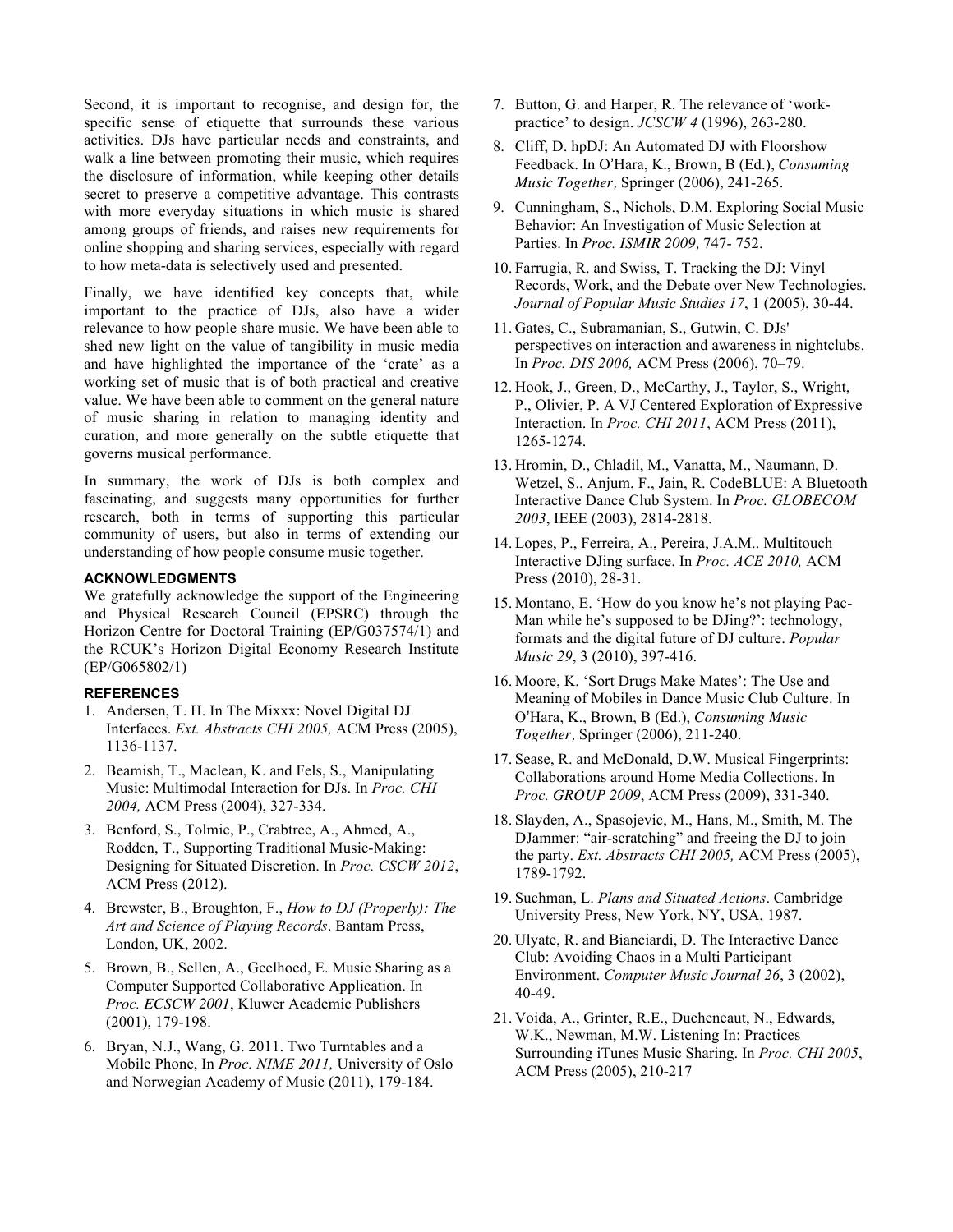Second, it is important to recognise, and design for, the specific sense of etiquette that surrounds these various activities. DJs have particular needs and constraints, and walk a line between promoting their music, which requires the disclosure of information, while keeping other details secret to preserve a competitive advantage. This contrasts with more everyday situations in which music is shared among groups of friends, and raises new requirements for online shopping and sharing services, especially with regard to how meta-data is selectively used and presented.

Finally, we have identified key concepts that, while important to the practice of DJs, also have a wider relevance to how people share music. We have been able to shed new light on the value of tangibility in music media and have highlighted the importance of the 'crate' as a working set of music that is of both practical and creative value. We have been able to comment on the general nature of music sharing in relation to managing identity and curation, and more generally on the subtle etiquette that governs musical performance.

In summary, the work of DJs is both complex and fascinating, and suggests many opportunities for further research, both in terms of supporting this particular community of users, but also in terms of extending our understanding of how people consume music together.

## ACKNOWLEDGMENTS

We gratefully acknowledge the support of the Engineering and Physical Research Council (EPSRC) through the Horizon Centre for Doctoral Training (EP/G037574/1) and the RCUK's Horizon Digital Economy Research Institute (EP/G065802/1)

## REFERENCES

1. Andersen, T. H. In The Mixxx: Novel Digital DJ Interfaces. *Ext. Abstracts CHI 2005,* ACM Press (2005), 1136-1137.
2. Beamish, T., Maclean, K. and Fels, S., Manipulating Music: Multimodal Interaction for DJs. In *Proc. CHI 2004,* ACM Press (2004), 327-334.
3. Benford, S., Tolmie, P., Crabtree, A., Ahmed, A., Rodden, T., Supporting Traditional Music-Making: Designing for Situated Discretion. In *Proc. CSCW 2012*, ACM Press (2012).
4. Brewster, B., Broughton, F., *How to DJ (Properly): The Art and Science of Playing Records*. Bantam Press, London, UK, 2002.
5. Brown, B., Sellen, A., Geelhoed, E. Music Sharing as a Computer Supported Collaborative Application. In *Proc. ECSCW 2001*, Kluwer Academic Publishers (2001), 179-198.
6. Bryan, N.J., Wang, G. 2011. Two Turntables and a Mobile Phone, In *Proc. NIME 2011,* University of Oslo and Norwegian Academy of Music (2011), 179-184.
7. Button, G. and Harper, R. The relevance of 'work-practice' to design. *JCSCW 4* (1996), 263-280.
8. Cliff, D. hpDJ: An Automated DJ with Floorshow Feedback. In O'Hara, K., Brown, B (Ed.), *Consuming Music Together,* Springer (2006), 241-265.
9. Cunningham, S., Nichols, D.M. Exploring Social Music Behavior: An Investigation of Music Selection at Parties. In *Proc. ISMIR 2009,* 747- 752.
10. Farrugia, R. and Swiss, T. Tracking the DJ: Vinyl Records, Work, and the Debate over New Technologies. *Journal of Popular Music Studies 17*, 1 (2005), 30-44.
11. Gates, C., Subramanian, S., Gutwin, C. DJs' perspectives on interaction and awareness in nightclubs. In *Proc. DIS 2006,* ACM Press (2006), 70–79.
12. Hook, J., Green, D., McCarthy, J., Taylor, S., Wright, P., Olivier, P. A VJ Centered Exploration of Expressive Interaction. In *Proc. CHI 2011*, ACM Press (2011), 1265-1274.
13. Hromin, D., Chladil, M., Vanatta, M., Naumann, D. Wetzel, S., Anjum, F., Jain, R. CodeBLUE: A Bluetooth Interactive Dance Club System. In *Proc. GLOBECOM 2003*, IEEE (2003), 2814-2818.
14. Lopes, P., Ferreira, A., Pereira, J.A.M.. Multitouch Interactive DJing surface. In *Proc. ACE 2010,* ACM Press (2010), 28-31.
15. Montano, E. 'How do you know he's not playing Pac-Man while he's supposed to be DJing?': technology, formats and the digital future of DJ culture. *Popular Music 29*, 3 (2010), 397-416.
16. Moore, K. 'Sort Drugs Make Mates': The Use and Meaning of Mobiles in Dance Music Club Culture. In O'Hara, K., Brown, B (Ed.), *Consuming Music Together,* Springer (2006), 211-240.
17. Sease, R. and McDonald, D.W. Musical Fingerprints: Collaborations around Home Media Collections. In *Proc. GROUP 2009*, ACM Press (2009), 331-340.
18. Slayden, A., Spasojevic, M., Hans, M., Smith, M. The DJammer: "air-scratching" and freeing the DJ to join the party. *Ext. Abstracts CHI 2005,* ACM Press (2005), 1789-1792.
19. Suchman, L. *Plans and Situated Actions*. Cambridge University Press, New York, NY, USA, 1987.
20. Ulyate, R. and Bianciardi, D. The Interactive Dance Club: Avoiding Chaos in a Multi Participant Environment. *Computer Music Journal 26*, 3 (2002), 40-49.
21. Voida, A., Grinter, R.E., Ducheneaut, N., Edwards, W.K., Newman, M.W. Listening In: Practices Surrounding iTunes Music Sharing. In *Proc. CHI 2005*, ACM Press (2005), 210-217